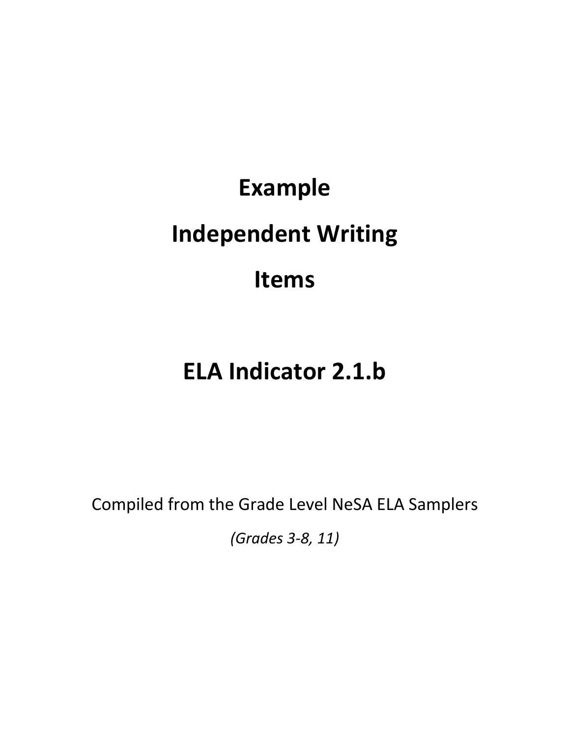# Example

# Independent Writing

# Items

# ELA Indicator 2.1.b

Compiled from the Grade Level NeSA ELA Samplers

*(Grades 3-8, 11)*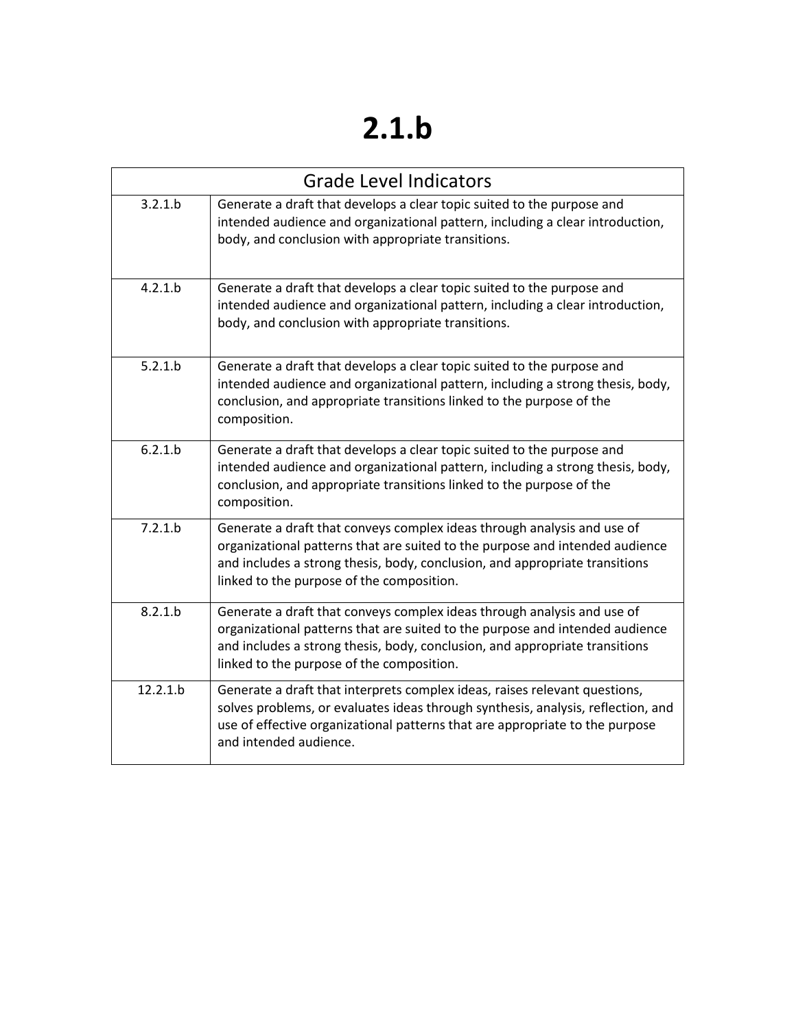# 2.1.b

| Grade Level Indicators | |
|---|---|
| 3.2.1.b | Generate a draft that develops a clear topic suited to the purpose and intended audience and organizational pattern, including a clear introduction, body, and conclusion with appropriate transitions. |
| 4.2.1.b | Generate a draft that develops a clear topic suited to the purpose and intended audience and organizational pattern, including a clear introduction, body, and conclusion with appropriate transitions. |
| 5.2.1.b | Generate a draft that develops a clear topic suited to the purpose and intended audience and organizational pattern, including a strong thesis, body, conclusion, and appropriate transitions linked to the purpose of the composition. |
| 6.2.1.b | Generate a draft that develops a clear topic suited to the purpose and intended audience and organizational pattern, including a strong thesis, body, conclusion, and appropriate transitions linked to the purpose of the composition. |
| 7.2.1.b | Generate a draft that conveys complex ideas through analysis and use of organizational patterns that are suited to the purpose and intended audience and includes a strong thesis, body, conclusion, and appropriate transitions linked to the purpose of the composition. |
| 8.2.1.b | Generate a draft that conveys complex ideas through analysis and use of organizational patterns that are suited to the purpose and intended audience and includes a strong thesis, body, conclusion, and appropriate transitions linked to the purpose of the composition. |
| 12.2.1.b | Generate a draft that interprets complex ideas, raises relevant questions, solves problems, or evaluates ideas through synthesis, analysis, reflection, and use of effective organizational patterns that are appropriate to the purpose and intended audience. |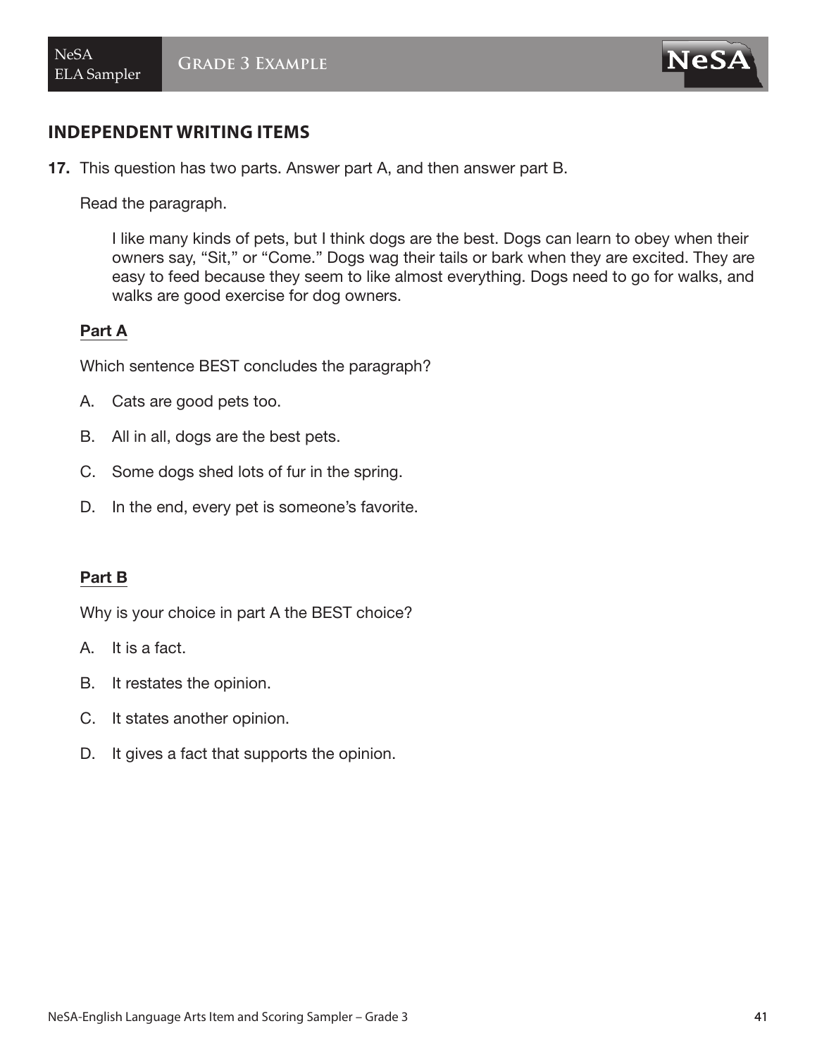## INDEPENDENT WRITING ITEMS

**17.** This question has two parts. Answer part A, and then answer part B.

Read the paragraph.

> I like many kinds of pets, but I think dogs are the best. Dogs can learn to obey when their owners say, “Sit,” or “Come.” Dogs wag their tails or bark when they are excited. They are easy to feed because they seem to like almost everything. Dogs need to go for walks, and walks are good exercise for dog owners.

**Part A**

Which sentence BEST concludes the paragraph?

A. Cats are good pets too.

B. All in all, dogs are the best pets.

C. Some dogs shed lots of fur in the spring.

D. In the end, every pet is someone’s favorite.

**Part B**

Why is your choice in part A the BEST choice?

A. It is a fact.

B. It restates the opinion.

C. It states another opinion.

D. It gives a fact that supports the opinion.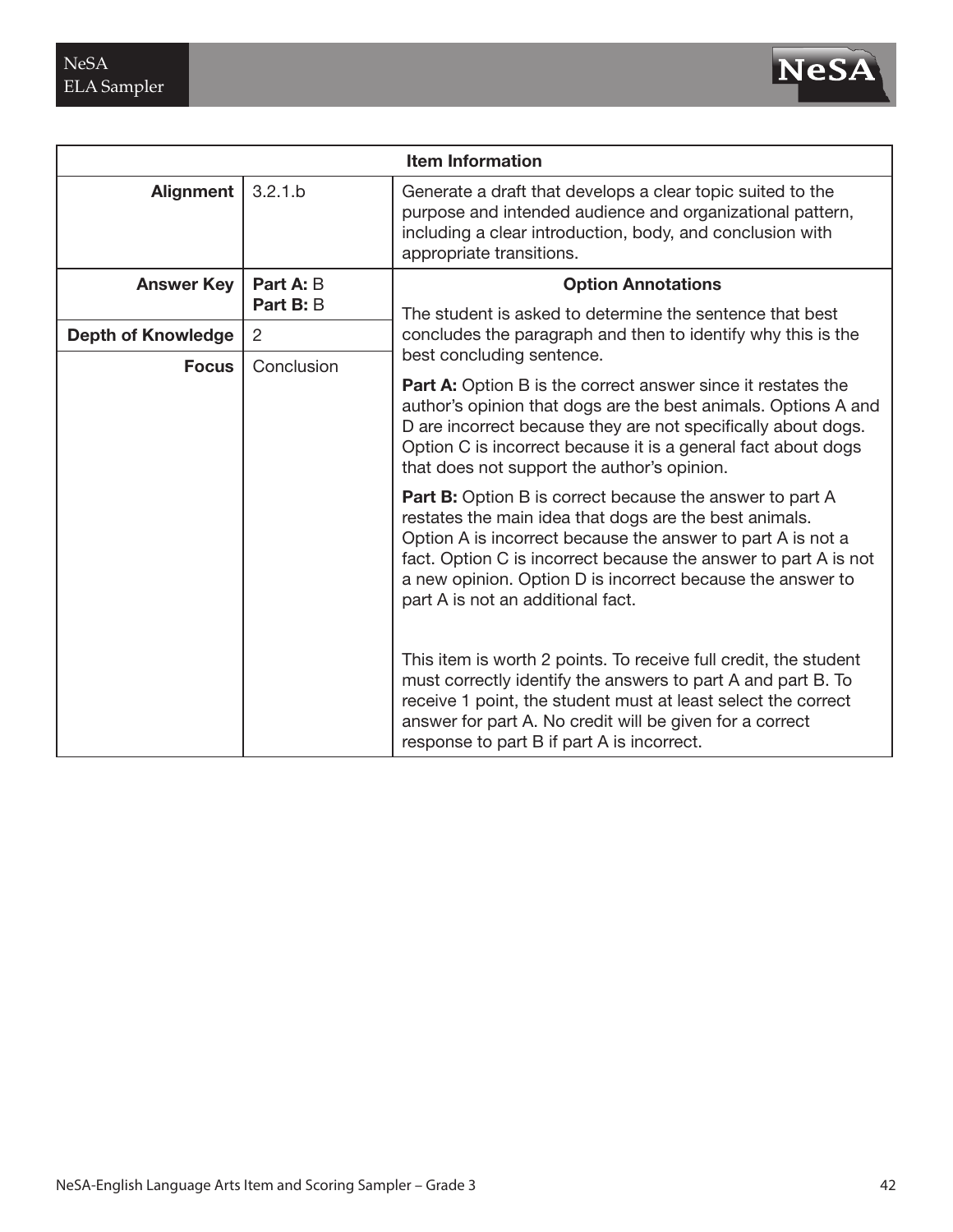| Item Information | | |
|---|---|---|
| **Alignment** | 3.2.1.b | Generate a draft that develops a clear topic suited to the purpose and intended audience and organizational pattern, including a clear introduction, body, and conclusion with appropriate transitions. |
| **Answer Key** | **Part A:** B<br>**Part B:** B | **Option Annotations**<br>The student is asked to determine the sentence that best concludes the paragraph and then to identify why this is the best concluding sentence.<br>**Part A:** Option B is the correct answer since it restates the author's opinion that dogs are the best animals. Options A and D are incorrect because they are not specifically about dogs. Option C is incorrect because it is a general fact about dogs that does not support the author's opinion.<br>**Part B:** Option B is correct because the answer to part A restates the main idea that dogs are the best animals. Option A is incorrect because the answer to part A is not a fact. Option C is incorrect because the answer to part A is not a new opinion. Option D is incorrect because the answer to part A is not an additional fact.<br>This item is worth 2 points. To receive full credit, the student must correctly identify the answers to part A and part B. To receive 1 point, the student must at least select the correct answer for part A. No credit will be given for a correct response to part B if part A is incorrect. |
| **Depth of Knowledge** | 2 | |
| **Focus** | Conclusion | |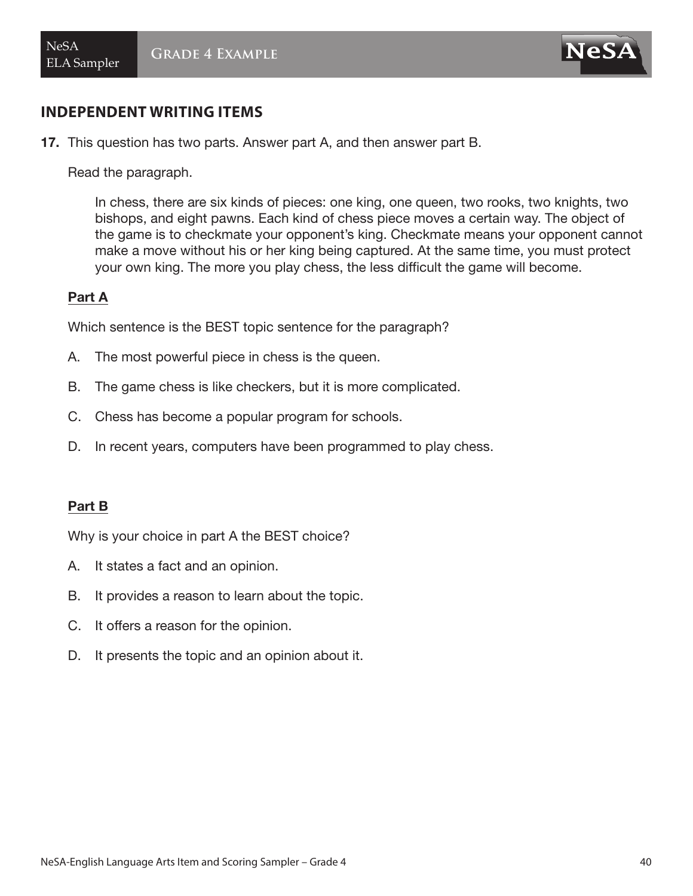## INDEPENDENT WRITING ITEMS

**17.** This question has two parts. Answer part A, and then answer part B.

Read the paragraph.

> In chess, there are six kinds of pieces: one king, one queen, two rooks, two knights, two bishops, and eight pawns. Each kind of chess piece moves a certain way. The object of the game is to checkmate your opponent's king. Checkmate means your opponent cannot make a move without his or her king being captured. At the same time, you must protect your own king. The more you play chess, the less difficult the game will become.

**Part A**

Which sentence is the BEST topic sentence for the paragraph?

A. The most powerful piece in chess is the queen.

B. The game chess is like checkers, but it is more complicated.

C. Chess has become a popular program for schools.

D. In recent years, computers have been programmed to play chess.

**Part B**

Why is your choice in part A the BEST choice?

A. It states a fact and an opinion.

B. It provides a reason to learn about the topic.

C. It offers a reason for the opinion.

D. It presents the topic and an opinion about it.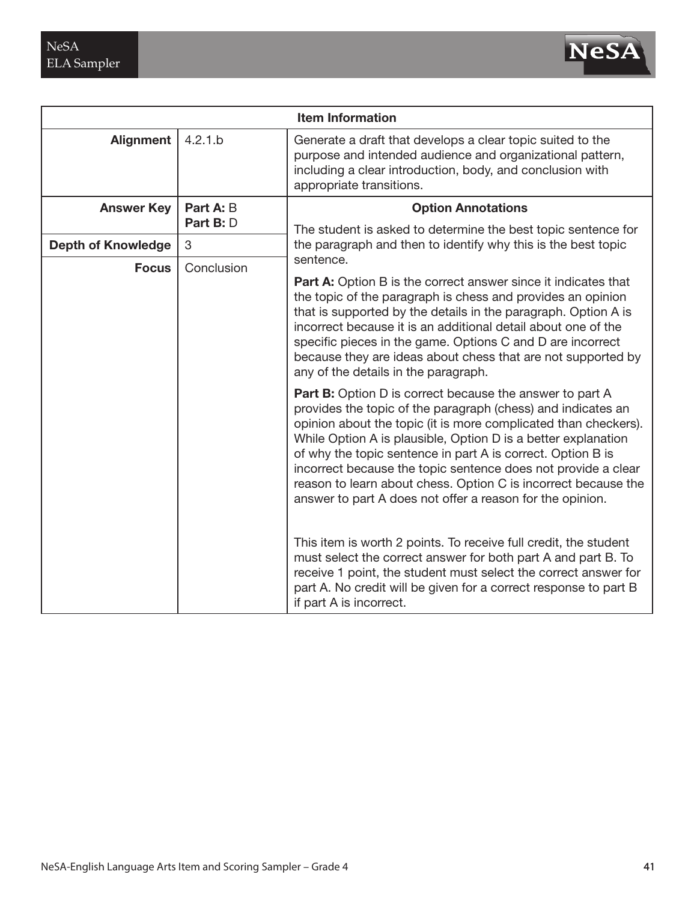| Item Information | | |
|---|---|---|
| **Alignment** | 4.2.1.b | Generate a draft that develops a clear topic suited to the purpose and intended audience and organizational pattern, including a clear introduction, body, and conclusion with appropriate transitions. |
| **Answer Key** | **Part A:** B<br>**Part B:** D | **Option Annotations**<br><br>The student is asked to determine the best topic sentence for the paragraph and then to identify why this is the best topic sentence.<br><br>**Part A:** Option B is the correct answer since it indicates that the topic of the paragraph is chess and provides an opinion that is supported by the details in the paragraph. Option A is incorrect because it is an additional detail about one of the specific pieces in the game. Options C and D are incorrect because they are ideas about chess that are not supported by any of the details in the paragraph.<br><br>**Part B:** Option D is correct because the answer to part A provides the topic of the paragraph (chess) and indicates an opinion about the topic (it is more complicated than checkers). While Option A is plausible, Option D is a better explanation of why the topic sentence in part A is correct. Option B is incorrect because the topic sentence does not provide a clear reason to learn about chess. Option C is incorrect because the answer to part A does not offer a reason for the opinion.<br><br>This item is worth 2 points. To receive full credit, the student must select the correct answer for both part A and part B. To receive 1 point, the student must select the correct answer for part A. No credit will be given for a correct response to part B if part A is incorrect. |
| **Depth of Knowledge** | 3 | |
| **Focus** | Conclusion | |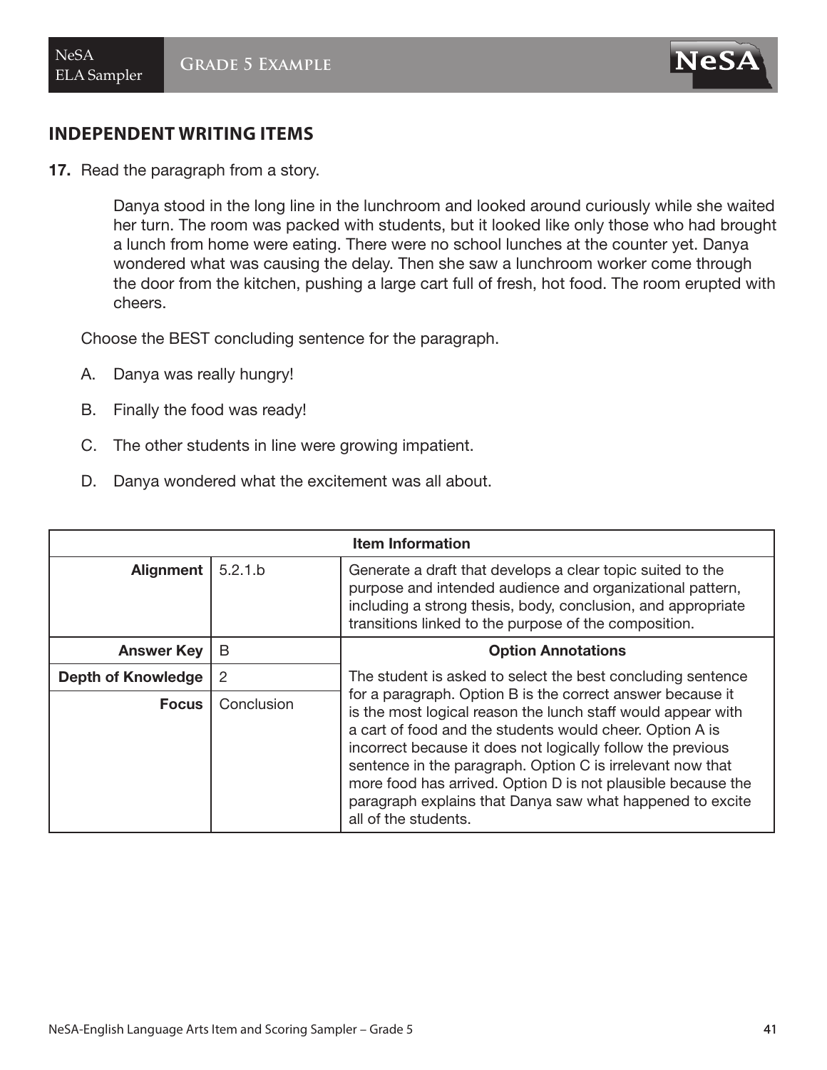## INDEPENDENT WRITING ITEMS

**17.** Read the paragraph from a story.

> Danya stood in the long line in the lunchroom and looked around curiously while she waited her turn. The room was packed with students, but it looked like only those who had brought a lunch from home were eating. There were no school lunches at the counter yet. Danya wondered what was causing the delay. Then she saw a lunchroom worker come through the door from the kitchen, pushing a large cart full of fresh, hot food. The room erupted with cheers.

Choose the BEST concluding sentence for the paragraph.

A. Danya was really hungry!

B. Finally the food was ready!

C. The other students in line were growing impatient.

D. Danya wondered what the excitement was all about.

| Item Information | | |
|---|---|---|
| **Alignment** | 5.2.1.b | Generate a draft that develops a clear topic suited to the purpose and intended audience and organizational pattern, including a strong thesis, body, conclusion, and appropriate transitions linked to the purpose of the composition. |
| **Answer Key** | B | **Option Annotations** |
| **Depth of Knowledge** | 2 | The student is asked to select the best concluding sentence for a paragraph. Option B is the correct answer because it is the most logical reason the lunch staff would appear with a cart of food and the students would cheer. Option A is incorrect because it does not logically follow the previous sentence in the paragraph. Option C is irrelevant now that more food has arrived. Option D is not plausible because the paragraph explains that Danya saw what happened to excite all of the students. |
| **Focus** | Conclusion | |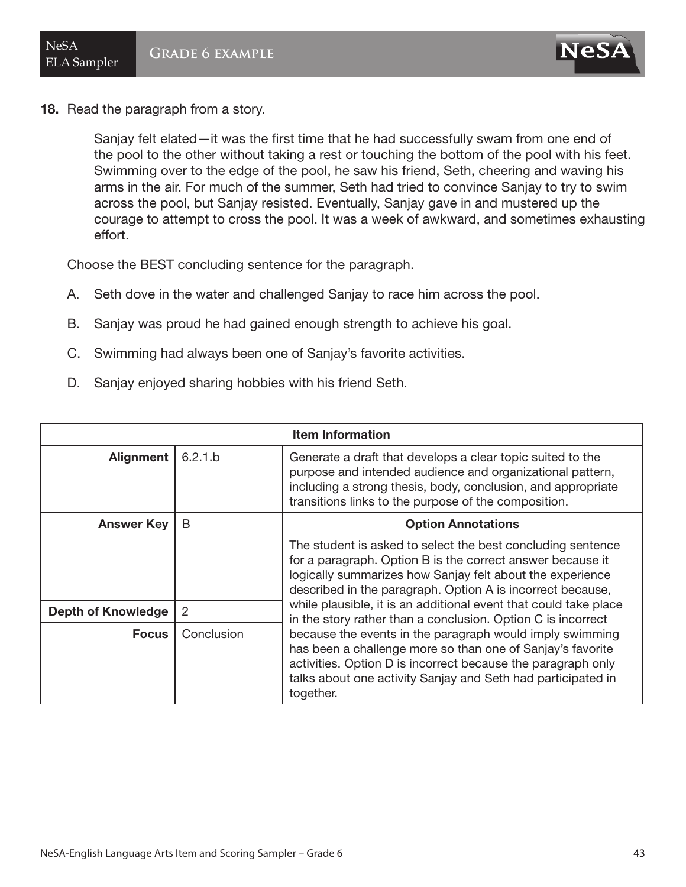**18.** Read the paragraph from a story.

> Sanjay felt elated—it was the first time that he had successfully swam from one end of the pool to the other without taking a rest or touching the bottom of the pool with his feet. Swimming over to the edge of the pool, he saw his friend, Seth, cheering and waving his arms in the air. For much of the summer, Seth had tried to convince Sanjay to try to swim across the pool, but Sanjay resisted. Eventually, Sanjay gave in and mustered up the courage to attempt to cross the pool. It was a week of awkward, and sometimes exhausting effort.

Choose the BEST concluding sentence for the paragraph.

A. Seth dove in the water and challenged Sanjay to race him across the pool.

B. Sanjay was proud he had gained enough strength to achieve his goal.

C. Swimming had always been one of Sanjay's favorite activities.

D. Sanjay enjoyed sharing hobbies with his friend Seth.

| Item Information | | |
|---|---|---|
| **Alignment** | 6.2.1.b | Generate a draft that develops a clear topic suited to the purpose and intended audience and organizational pattern, including a strong thesis, body, conclusion, and appropriate transitions links to the purpose of the composition. |
| **Answer Key** | B | **Option Annotations**<br><br>The student is asked to select the best concluding sentence for a paragraph. Option B is the correct answer because it logically summarizes how Sanjay felt about the experience described in the paragraph. Option A is incorrect because, while plausible, it is an additional event that could take place in the story rather than a conclusion. Option C is incorrect because the events in the paragraph would imply swimming has been a challenge more so than one of Sanjay's favorite activities. Option D is incorrect because the paragraph only talks about one activity Sanjay and Seth had participated in together. |
| **Depth of Knowledge** | 2 | |
| **Focus** | Conclusion | |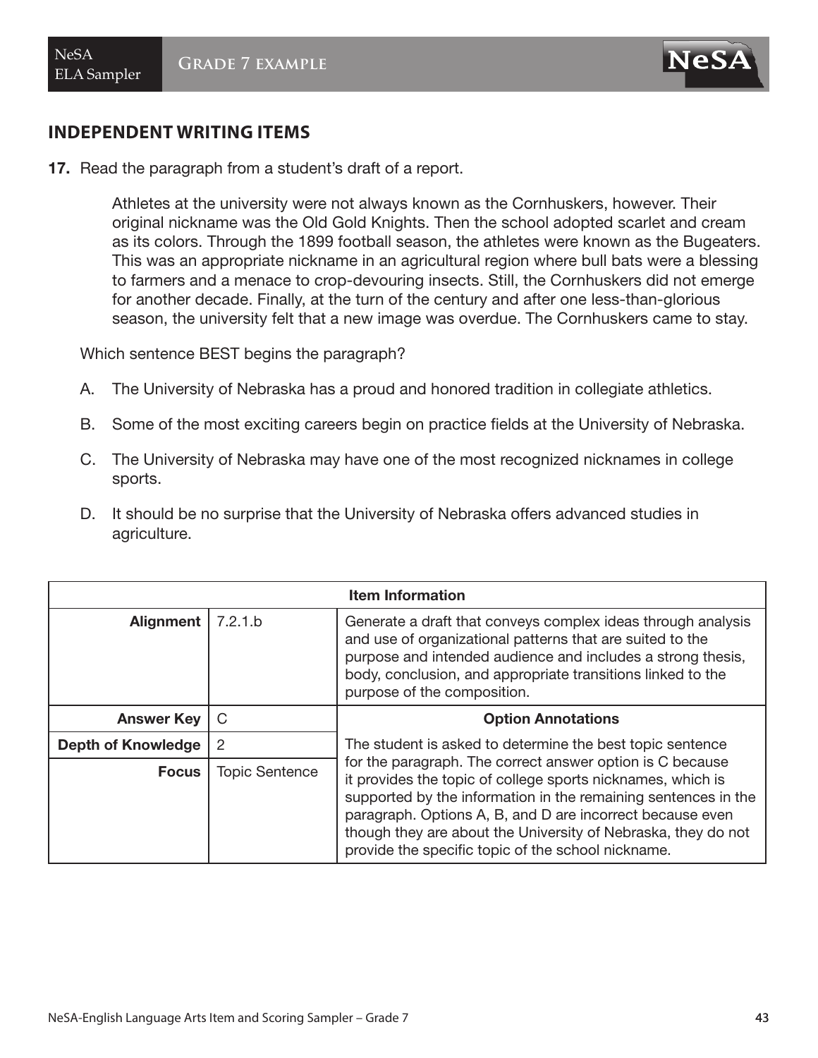## INDEPENDENT WRITING ITEMS

**17.** Read the paragraph from a student's draft of a report.

> Athletes at the university were not always known as the Cornhuskers, however. Their original nickname was the Old Gold Knights. Then the school adopted scarlet and cream as its colors. Through the 1899 football season, the athletes were known as the Bugeaters. This was an appropriate nickname in an agricultural region where bull bats were a blessing to farmers and a menace to crop-devouring insects. Still, the Cornhuskers did not emerge for another decade. Finally, at the turn of the century and after one less-than-glorious season, the university felt that a new image was overdue. The Cornhuskers came to stay.

Which sentence BEST begins the paragraph?

A. The University of Nebraska has a proud and honored tradition in collegiate athletics.

B. Some of the most exciting careers begin on practice fields at the University of Nebraska.

C. The University of Nebraska may have one of the most recognized nicknames in college sports.

D. It should be no surprise that the University of Nebraska offers advanced studies in agriculture.

| Item Information | | |
|---|---|---|
| **Alignment** | 7.2.1.b | Generate a draft that conveys complex ideas through analysis and use of organizational patterns that are suited to the purpose and intended audience and includes a strong thesis, body, conclusion, and appropriate transitions linked to the purpose of the composition. |
| **Answer Key** | C | **Option Annotations** |
| **Depth of Knowledge** | 2 | The student is asked to determine the best topic sentence for the paragraph. The correct answer option is C because it provides the topic of college sports nicknames, which is supported by the information in the remaining sentences in the paragraph. Options A, B, and D are incorrect because even though they are about the University of Nebraska, they do not provide the specific topic of the school nickname. |
| **Focus** | Topic Sentence | |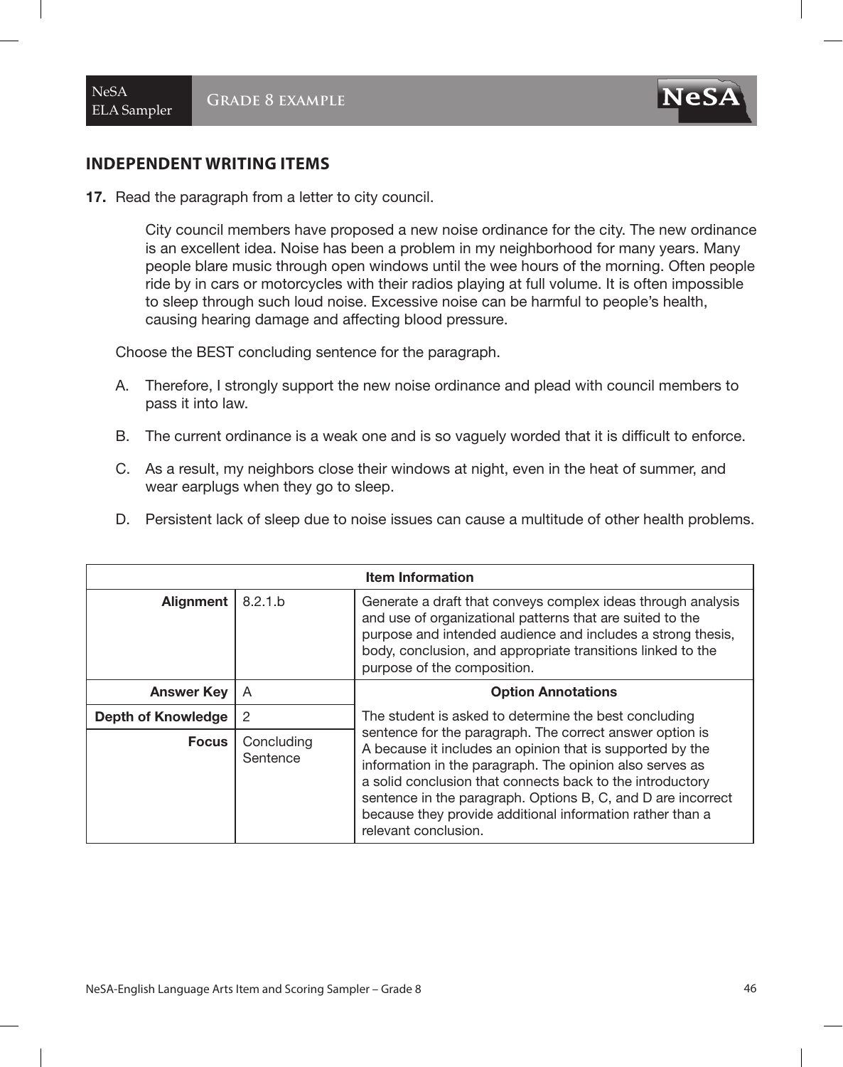## INDEPENDENT WRITING ITEMS

**17.** Read the paragraph from a letter to city council.

> City council members have proposed a new noise ordinance for the city. The new ordinance is an excellent idea. Noise has been a problem in my neighborhood for many years. Many people blare music through open windows until the wee hours of the morning. Often people ride by in cars or motorcycles with their radios playing at full volume. It is often impossible to sleep through such loud noise. Excessive noise can be harmful to people's health, causing hearing damage and affecting blood pressure.

Choose the BEST concluding sentence for the paragraph.

A. Therefore, I strongly support the new noise ordinance and plead with council members to pass it into law.

B. The current ordinance is a weak one and is so vaguely worded that it is difficult to enforce.

C. As a result, my neighbors close their windows at night, even in the heat of summer, and wear earplugs when they go to sleep.

D. Persistent lack of sleep due to noise issues can cause a multitude of other health problems.

| Item Information | | |
|---|---|---|
| **Alignment** | 8.2.1.b | Generate a draft that conveys complex ideas through analysis and use of organizational patterns that are suited to the purpose and intended audience and includes a strong thesis, body, conclusion, and appropriate transitions linked to the purpose of the composition. |
| **Answer Key** | A | **Option Annotations** |
| **Depth of Knowledge** | 2 | The student is asked to determine the best concluding sentence for the paragraph. The correct answer option is A because it includes an opinion that is supported by the information in the paragraph. The opinion also serves as a solid conclusion that connects back to the introductory sentence in the paragraph. Options B, C, and D are incorrect because they provide additional information rather than a relevant conclusion. |
| **Focus** | Concluding Sentence | |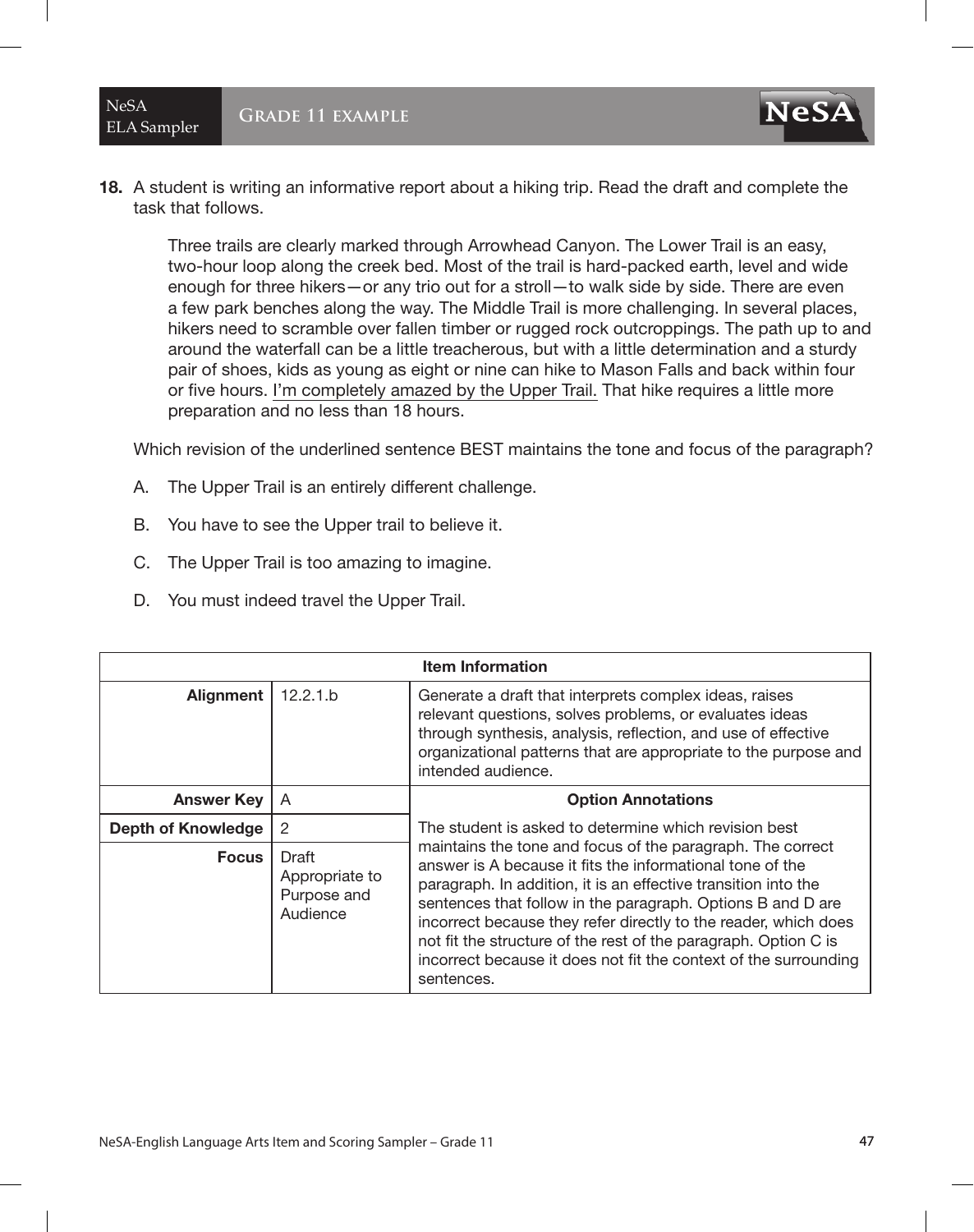**18.** A student is writing an informative report about a hiking trip. Read the draft and complete the task that follows.

> Three trails are clearly marked through Arrowhead Canyon. The Lower Trail is an easy, two-hour loop along the creek bed. Most of the trail is hard-packed earth, level and wide enough for three hikers—or any trio out for a stroll—to walk side by side. There are even a few park benches along the way. The Middle Trail is more challenging. In several places, hikers need to scramble over fallen timber or rugged rock outcroppings. The path up to and around the waterfall can be a little treacherous, but with a little determination and a sturdy pair of shoes, kids as young as eight or nine can hike to Mason Falls and back within four or five hours. <u>I'm completely amazed by the Upper Trail.</u> That hike requires a little more preparation and no less than 18 hours.

Which revision of the underlined sentence BEST maintains the tone and focus of the paragraph?

A. The Upper Trail is an entirely different challenge.

B. You have to see the Upper trail to believe it.

C. The Upper Trail is too amazing to imagine.

D. You must indeed travel the Upper Trail.

| Item Information | | |
|---|---|---|
| **Alignment** | 12.2.1.b | Generate a draft that interprets complex ideas, raises relevant questions, solves problems, or evaluates ideas through synthesis, analysis, reflection, and use of effective organizational patterns that are appropriate to the purpose and intended audience. |
| **Answer Key** | A | **Option Annotations** |
| **Depth of Knowledge** | 2 | The student is asked to determine which revision best maintains the tone and focus of the paragraph. The correct answer is A because it fits the informational tone of the paragraph. In addition, it is an effective transition into the sentences that follow in the paragraph. Options B and D are incorrect because they refer directly to the reader, which does not fit the structure of the rest of the paragraph. Option C is incorrect because it does not fit the context of the surrounding sentences. |
| **Focus** | Draft Appropriate to Purpose and Audience | |